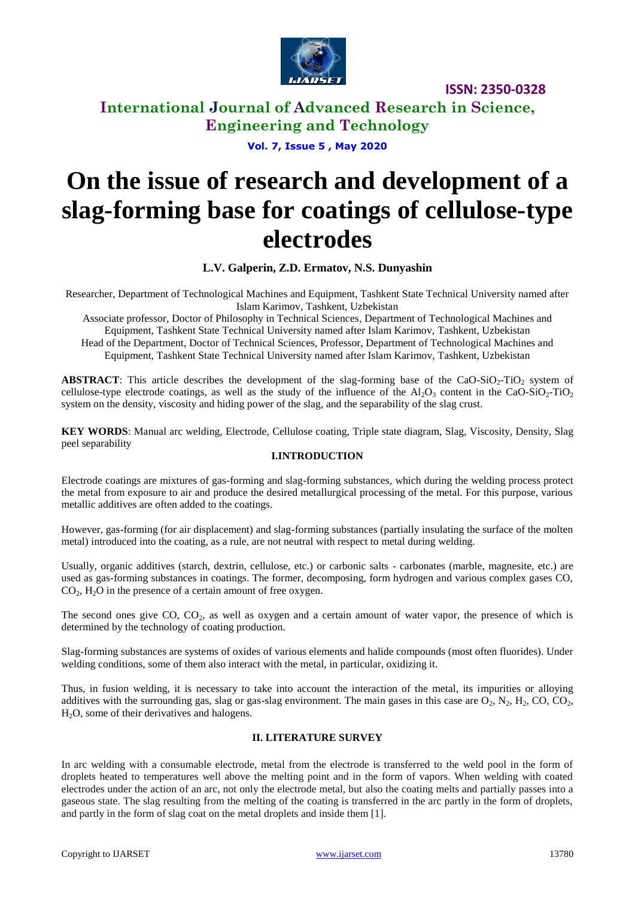# On the issue of research and development of a slag-forming base for coatings of cellulose-type electrodes

**L.V. Galperin, Z.D. Ermatov, N.S. Dunyashin**

Researcher, Department of Technological Machines and Equipment, Tashkent State Technical University named after Islam Karimov, Tashkent, Uzbekistan

Associate professor, Doctor of Philosophy in Technical Sciences, Department of Technological Machines and Equipment, Tashkent State Technical University named after Islam Karimov, Tashkent, Uzbekistan

Head of the Department, Doctor of Technical Sciences, Professor, Department of Technological Machines and Equipment, Tashkent State Technical University named after Islam Karimov, Tashkent, Uzbekistan

**ABSTRACT**: This article describes the development of the slag-forming base of the $CaO$-$SiO_2$-$TiO_2$ system of cellulose-type electrode coatings, as well as the study of the influence of the $Al_2O_3$ content in the $CaO$-$SiO_2$-$TiO_2$ system on the density, viscosity and hiding power of the slag, and the separability of the slag crust.

**KEY WORDS**: Manual arc welding, Electrode, Cellulose coating, Triple state diagram, Slag, Viscosity, Density, Slag peel separability

## I.INTRODUCTION

Electrode coatings are mixtures of gas-forming and slag-forming substances, which during the welding process protect the metal from exposure to air and produce the desired metallurgical processing of the metal. For this purpose, various metallic additives are often added to the coatings.

However, gas-forming (for air displacement) and slag-forming substances (partially insulating the surface of the molten metal) introduced into the coating, as a rule, are not neutral with respect to metal during welding.

Usually, organic additives (starch, dextrin, cellulose, etc.) or carbonic salts - carbonates (marble, magnesite, etc.) are used as gas-forming substances in coatings. The former, decomposing, form hydrogen and various complex gases CO, $CO_2$, $H_2O$ in the presence of a certain amount of free oxygen.

The second ones give CO, $CO_2$, as well as oxygen and a certain amount of water vapor, the presence of which is determined by the technology of coating production.

Slag-forming substances are systems of oxides of various elements and halide compounds (most often fluorides). Under welding conditions, some of them also interact with the metal, in particular, oxidizing it.

Thus, in fusion welding, it is necessary to take into account the interaction of the metal, its impurities or alloying additives with the surrounding gas, slag or gas-slag environment. The main gases in this case are $O_2$, $N_2$, $H_2$, CO, $CO_2$, $H_2O$, some of their derivatives and halogens.

## II. LITERATURE SURVEY

In arc welding with a consumable electrode, metal from the electrode is transferred to the weld pool in the form of droplets heated to temperatures well above the melting point and in the form of vapors. When welding with coated electrodes under the action of an arc, not only the electrode metal, but also the coating melts and partially passes into a gaseous state. The slag resulting from the melting of the coating is transferred in the arc partly in the form of droplets, and partly in the form of slag coat on the metal droplets and inside them [1].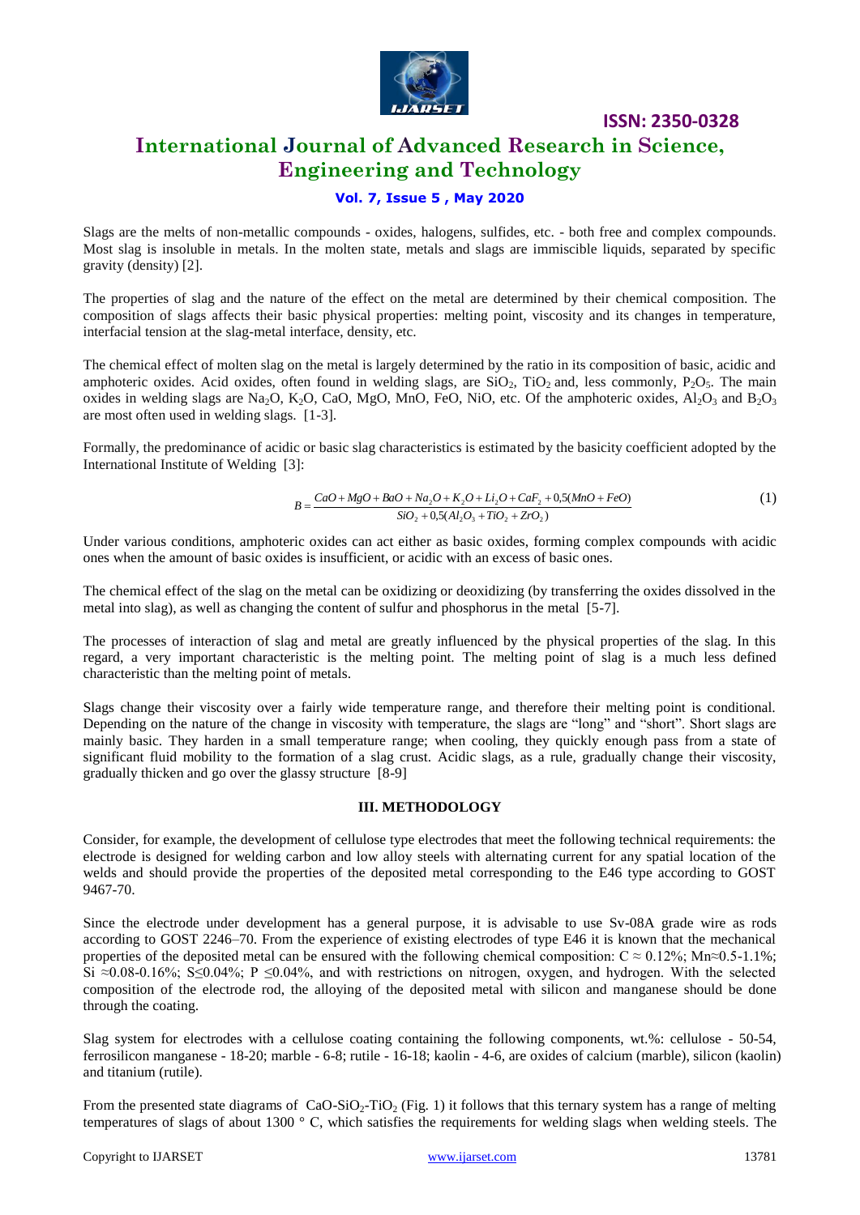Slags are the melts of non-metallic compounds - oxides, halogens, sulfides, etc. - both free and complex compounds. Most slag is insoluble in metals. In the molten state, metals and slags are immiscible liquids, separated by specific gravity (density) [2].

The properties of slag and the nature of the effect on the metal are determined by their chemical composition. The composition of slags affects their basic physical properties: melting point, viscosity and its changes in temperature, interfacial tension at the slag-metal interface, density, etc.

The chemical effect of molten slag on the metal is largely determined by the ratio in its composition of basic, acidic and amphoteric oxides. Acid oxides, often found in welding slags, are $SiO_2$, $TiO_2$ and, less commonly, $P_2O_5$. The main oxides in welding slags are $Na_2O$, $K_2O$, CaO, MgO, MnO, FeO, NiO, etc. Of the amphoteric oxides, $Al_2O_3$ and $B_2O_3$ are most often used in welding slags. [1-3].

Formally, the predominance of acidic or basic slag characteristics is estimated by the basicity coefficient adopted by the International Institute of Welding [3]:

$$B = \frac{CaO + MgO + BaO + Na_2O + K_2O + Li_2O + CaF_2 + 0{,}5(MnO + FeO)}{SiO_2 + 0{,}5(Al_2O_3 + TiO_2 + ZrO_2)} \tag{1}$$

Under various conditions, amphoteric oxides can act either as basic oxides, forming complex compounds with acidic ones when the amount of basic oxides is insufficient, or acidic with an excess of basic ones.

The chemical effect of the slag on the metal can be oxidizing or deoxidizing (by transferring the oxides dissolved in the metal into slag), as well as changing the content of sulfur and phosphorus in the metal [5-7].

The processes of interaction of slag and metal are greatly influenced by the physical properties of the slag. In this regard, a very important characteristic is the melting point. The melting point of slag is a much less defined characteristic than the melting point of metals.

Slags change their viscosity over a fairly wide temperature range, and therefore their melting point is conditional. Depending on the nature of the change in viscosity with temperature, the slags are "long" and "short". Short slags are mainly basic. They harden in a small temperature range; when cooling, they quickly enough pass from a state of significant fluid mobility to the formation of a slag crust. Acidic slags, as a rule, gradually change their viscosity, gradually thicken and go over the glassy structure [8-9]

## III. METHODOLOGY

Consider, for example, the development of cellulose type electrodes that meet the following technical requirements: the electrode is designed for welding carbon and low alloy steels with alternating current for any spatial location of the welds and should provide the properties of the deposited metal corresponding to the E46 type according to GOST 9467-70.

Since the electrode under development has a general purpose, it is advisable to use Sv-08A grade wire as rods according to GOST 2246–70. From the experience of existing electrodes of type E46 it is known that the mechanical properties of the deposited metal can be ensured with the following chemical composition: $C \approx 0.12\%$; $Mn \approx 0.5\text{-}1.1\%$; $Si \approx 0.08\text{-}0.16\%$; $S \leq 0.04\%$; $P \leq 0.04\%$, and with restrictions on nitrogen, oxygen, and hydrogen. With the selected composition of the electrode rod, the alloying of the deposited metal with silicon and manganese should be done through the coating.

Slag system for electrodes with a cellulose coating containing the following components, wt.%: cellulose - 50-54, ferrosilicon manganese - 18-20; marble - 6-8; rutile - 16-18; kaolin - 4-6, are oxides of calcium (marble), silicon (kaolin) and titanium (rutile).

From the presented state diagrams of $CaO\text{-}SiO_2\text{-}TiO_2$ (Fig. 1) it follows that this ternary system has a range of melting temperatures of slags of about 1300 ° C, which satisfies the requirements for welding slags when welding steels. The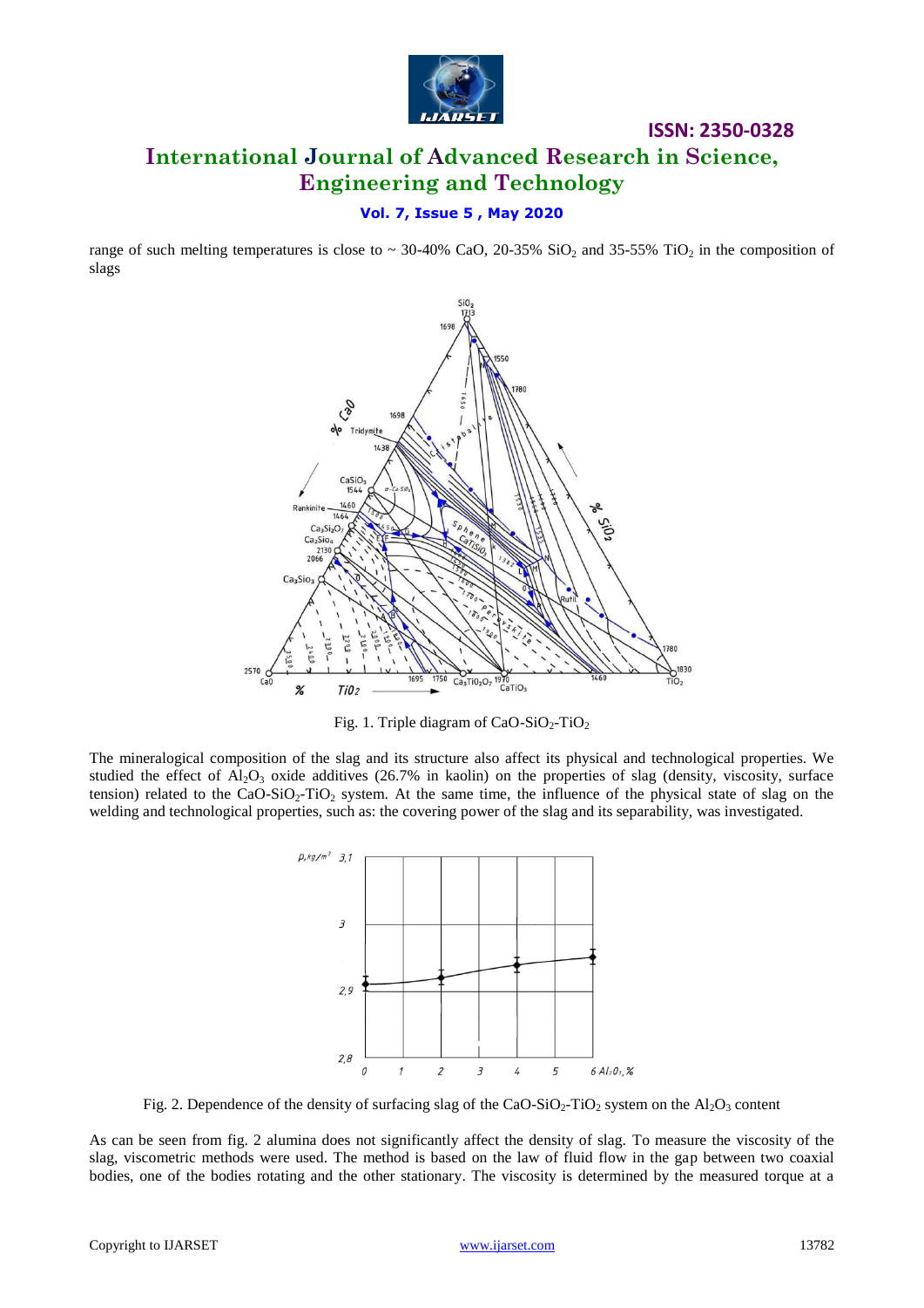range of such melting temperatures is close to ~ 30-40% CaO, 20-35% $SiO_2$ and 35-55% $TiO_2$ in the composition of slags

Fig. 1. Triple diagram of $CaO-SiO_2-TiO_2$

The mineralogical composition of the slag and its structure also affect its physical and technological properties. We studied the effect of $Al_2O_3$ oxide additives (26.7% in kaolin) on the properties of slag (density, viscosity, surface tension) related to the $CaO-SiO_2-TiO_2$ system. At the same time, the influence of the physical state of slag on the welding and technological properties, such as: the covering power of the slag and its separability, was investigated.

Fig. 2. Dependence of the density of surfacing slag of the $CaO-SiO_2-TiO_2$ system on the $Al_2O_3$ content

As can be seen from fig. 2 alumina does not significantly affect the density of slag. To measure the viscosity of the slag, viscometric methods were used. The method is based on the law of fluid flow in the gap between two coaxial bodies, one of the bodies rotating and the other stationary. The viscosity is determined by the measured torque at a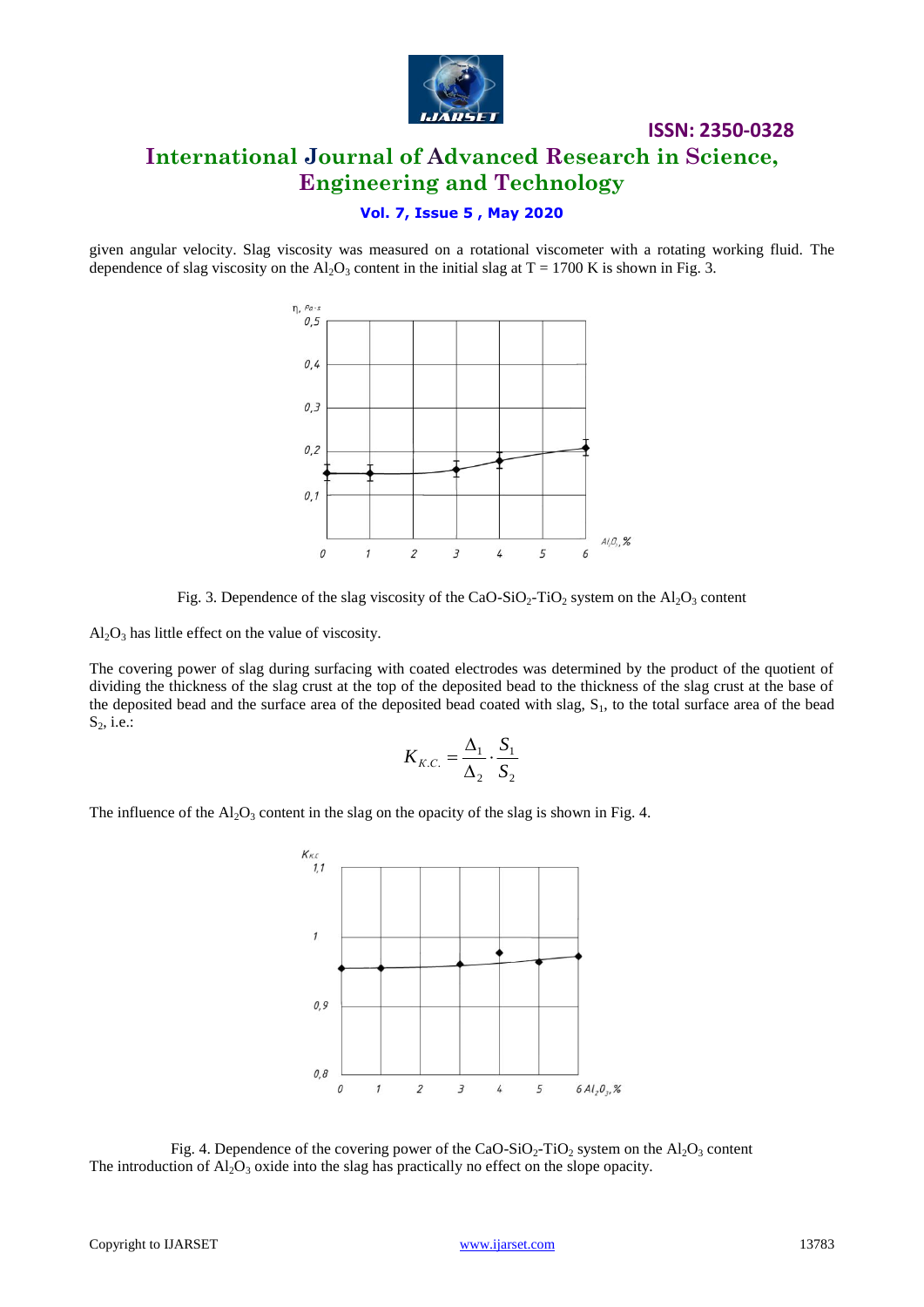given angular velocity. Slag viscosity was measured on a rotational viscometer with a rotating working fluid. The dependence of slag viscosity on the $Al_2O_3$ content in the initial slag at T = 1700 K is shown in Fig. 3.

Fig. 3. Dependence of the slag viscosity of the $CaO$-$SiO_2$-$TiO_2$ system on the $Al_2O_3$ content

$Al_2O_3$ has little effect on the value of viscosity.

The covering power of slag during surfacing with coated electrodes was determined by the product of the quotient of dividing the thickness of the slag crust at the top of the deposited bead to the thickness of the slag crust at the base of the deposited bead and the surface area of the deposited bead coated with slag, $S_1$, to the total surface area of the bead $S_2$, i.e.:

$$K_{K.C.} = \frac{\Delta_1}{\Delta_2} \cdot \frac{S_1}{S_2}$$

The influence of the $Al_2O_3$ content in the slag on the opacity of the slag is shown in Fig. 4.

Fig. 4. Dependence of the covering power of the $CaO$-$SiO_2$-$TiO_2$ system on the $Al_2O_3$ content

The introduction of $Al_2O_3$ oxide into the slag has practically no effect on the slope opacity.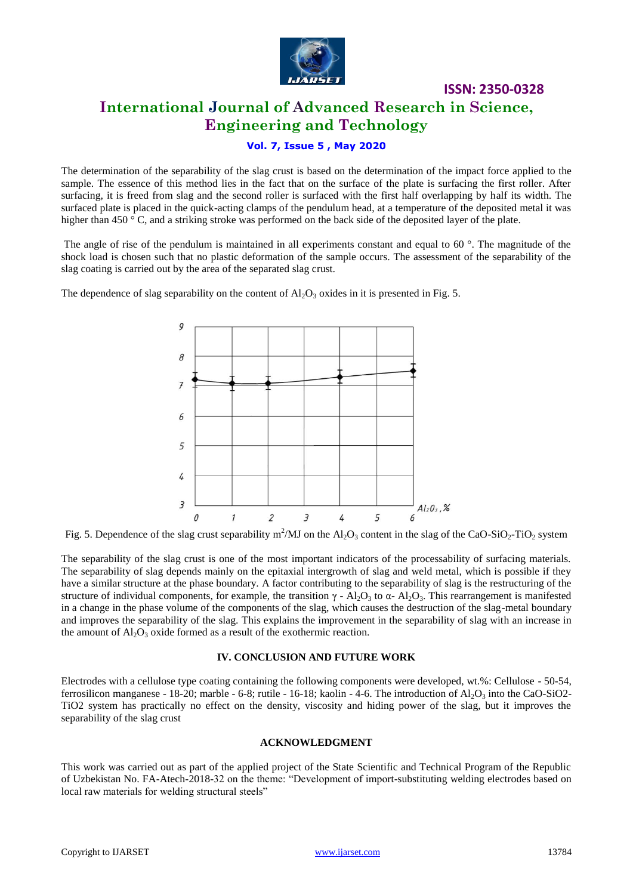The determination of the separability of the slag crust is based on the determination of the impact force applied to the sample. The essence of this method lies in the fact that on the surface of the plate is surfacing the first roller. After surfacing, it is freed from slag and the second roller is surfaced with the first half overlapping by half its width. The surfaced plate is placed in the quick-acting clamps of the pendulum head, at a temperature of the deposited metal it was higher than 450 ° C, and a striking stroke was performed on the back side of the deposited layer of the plate.

The angle of rise of the pendulum is maintained in all experiments constant and equal to 60 °. The magnitude of the shock load is chosen such that no plastic deformation of the sample occurs. The assessment of the separability of the slag coating is carried out by the area of the separated slag crust.

The dependence of slag separability on the content of $Al_2O_3$ oxides in it is presented in Fig. 5.

Fig. 5. Dependence of the slag crust separability $m^2/MJ$ on the $Al_2O_3$ content in the slag of the $CaO$-$SiO_2$-$TiO_2$ system

The separability of the slag crust is one of the most important indicators of the processability of surfacing materials. The separability of slag depends mainly on the epitaxial intergrowth of slag and weld metal, which is possible if they have a similar structure at the phase boundary. A factor contributing to the separability of slag is the restructuring of the structure of individual components, for example, the transition $\gamma$ - $Al_2O_3$ to $\alpha$- $Al_2O_3$. This rearrangement is manifested in a change in the phase volume of the components of the slag, which causes the destruction of the slag-metal boundary and improves the separability of the slag. This explains the improvement in the separability of slag with an increase in the amount of $Al_2O_3$ oxide formed as a result of the exothermic reaction.

## IV. CONCLUSION AND FUTURE WORK

Electrodes with a cellulose type coating containing the following components were developed, wt.%: Cellulose - 50-54, ferrosilicon manganese - 18-20; marble - 6-8; rutile - 16-18; kaolin - 4-6. The introduction of $Al_2O_3$ into the $CaO$-$SiO_2$-$TiO_2$ system has practically no effect on the density, viscosity and hiding power of the slag, but it improves the separability of the slag crust

## ACKNOWLEDGMENT

This work was carried out as part of the applied project of the State Scientific and Technical Program of the Republic of Uzbekistan No. FA-Atech-2018-32 on the theme: "Development of import-substituting welding electrodes based on local raw materials for welding structural steels"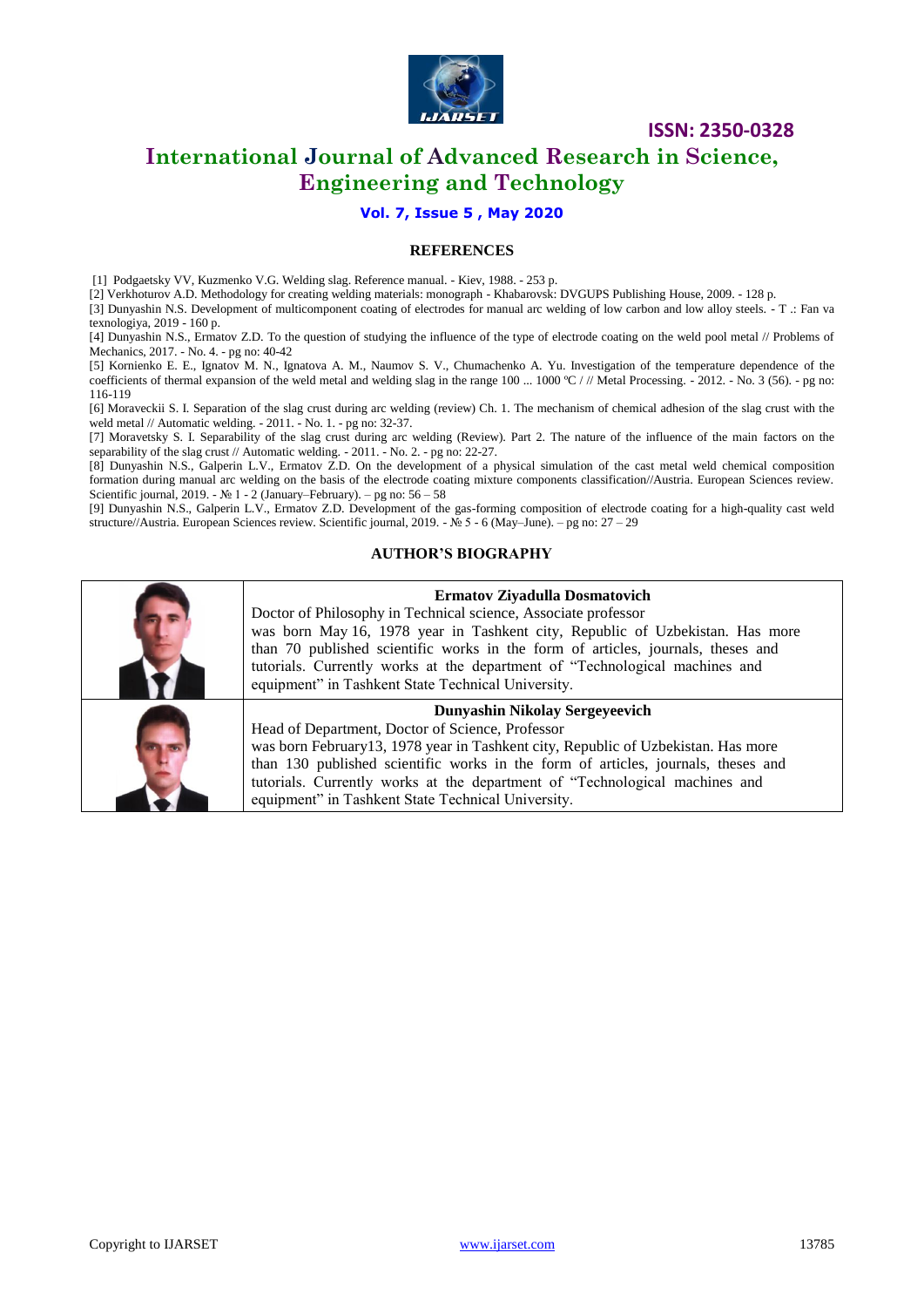## REFERENCES

[1] Podgaetsky VV, Kuzmenko V.G. Welding slag. Reference manual. - Kiev, 1988. - 253 p.

[2] Verkhoturov A.D. Methodology for creating welding materials: monograph - Khabarovsk: DVGUPS Publishing House, 2009. - 128 p.

[3] Dunyashin N.S. Development of multicomponent coating of electrodes for manual arc welding of low carbon and low alloy steels. - T .: Fan va texnologiya, 2019 - 160 p.

[4] Dunyashin N.S., Ermatov Z.D. To the question of studying the influence of the type of electrode coating on the weld pool metal // Problems of Mechanics, 2017. - No. 4. - pg no: 40-42

[5] Kornienko E. E., Ignatov M. N., Ignatova A. M., Naumov S. V., Chumachenko A. Yu. Investigation of the temperature dependence of the coefficients of thermal expansion of the weld metal and welding slag in the range 100 ... 1000 ºC / // Metal Processing. - 2012. - No. 3 (56). - pg no: 116-119

[6] Moraveckii S. I. Separation of the slag crust during arc welding (review) Ch. 1. The mechanism of chemical adhesion of the slag crust with the weld metal // Automatic welding. - 2011. - No. 1. - pg no: 32-37.

[7] Moravetsky S. I. Separability of the slag crust during arc welding (Review). Part 2. The nature of the influence of the main factors on the separability of the slag crust // Automatic welding. - 2011. - No. 2. - pg no: 22-27.

[8] Dunyashin N.S., Galperin L.V., Ermatov Z.D. On the development of a physical simulation of the cast metal weld chemical composition formation during manual arc welding on the basis of the electrode coating mixture components classification//Austria. European Sciences review. Scientific journal, 2019. - № 1 - 2 (January–February). – pg no: 56 – 58

[9] Dunyashin N.S., Galperin L.V., Ermatov Z.D. Development of the gas-forming composition of electrode coating for a high-quality cast weld structure//Austria. European Sciences review. Scientific journal, 2019. - № 5 - 6 (May–June). – pg no: 27 – 29

## AUTHOR'S BIOGRAPHY

| | |
|---|---|
| | **Ermatov Ziyadulla Dosmatovich**<br>Doctor of Philosophy in Technical science, Associate professor<br>was born May 16, 1978 year in Tashkent city, Republic of Uzbekistan. Has more than 70 published scientific works in the form of articles, journals, theses and tutorials. Currently works at the department of "Technological machines and equipment" in Tashkent State Technical University. |
| | **Dunyashin Nikolay Sergeyeevich**<br>Head of Department, Doctor of Science, Professor<br>was born February13, 1978 year in Tashkent city, Republic of Uzbekistan. Has more than 130 published scientific works in the form of articles, journals, theses and tutorials. Currently works at the department of "Technological machines and equipment" in Tashkent State Technical University. |